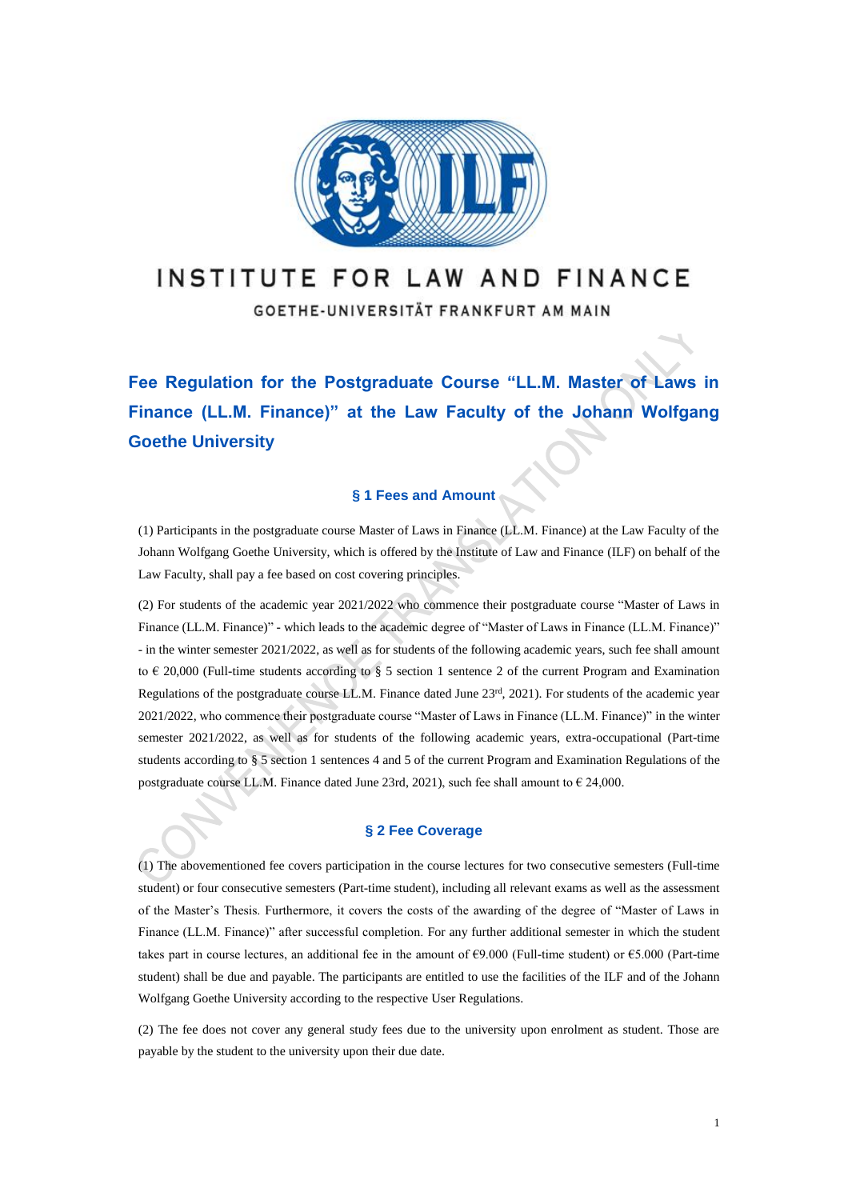INSTITUTE FOR LAW AND FINANCE

GOETHE-UNIVERSITÄT FRANKFURT AM MAIN

# Fee Regulation for the Postgraduate Course “LL.M. Master of Laws in Finance (LL.M. Finance)” at the Law Faculty of the Johann Wolfgang Goethe University

## § 1 Fees and Amount

(1) Participants in the postgraduate course Master of Laws in Finance (LL.M. Finance) at the Law Faculty of the Johann Wolfgang Goethe University, which is offered by the Institute of Law and Finance (ILF) on behalf of the Law Faculty, shall pay a fee based on cost covering principles.

(2) For students of the academic year 2021/2022 who commence their postgraduate course “Master of Laws in Finance (LL.M. Finance)” - which leads to the academic degree of “Master of Laws in Finance (LL.M. Finance)” - in the winter semester 2021/2022, as well as for students of the following academic years, such fee shall amount to € 20,000 (Full-time students according to § 5 section 1 sentence 2 of the current Program and Examination Regulations of the postgraduate course LL.M. Finance dated June 23rd, 2021). For students of the academic year 2021/2022, who commence their postgraduate course “Master of Laws in Finance (LL.M. Finance)” in the winter semester 2021/2022, as well as for students of the following academic years, extra-occupational (Part-time students according to § 5 section 1 sentences 4 and 5 of the current Program and Examination Regulations of the postgraduate course LL.M. Finance dated June 23rd, 2021), such fee shall amount to € 24,000.

## § 2 Fee Coverage

(1) The abovementioned fee covers participation in the course lectures for two consecutive semesters (Full-time student) or four consecutive semesters (Part-time student), including all relevant exams as well as the assessment of the Master’s Thesis. Furthermore, it covers the costs of the awarding of the degree of “Master of Laws in Finance (LL.M. Finance)” after successful completion. For any further additional semester in which the student takes part in course lectures, an additional fee in the amount of €9.000 (Full-time student) or €5.000 (Part-time student) shall be due and payable. The participants are entitled to use the facilities of the ILF and of the Johann Wolfgang Goethe University according to the respective User Regulations.

(2) The fee does not cover any general study fees due to the university upon enrolment as student. Those are payable by the student to the university upon their due date.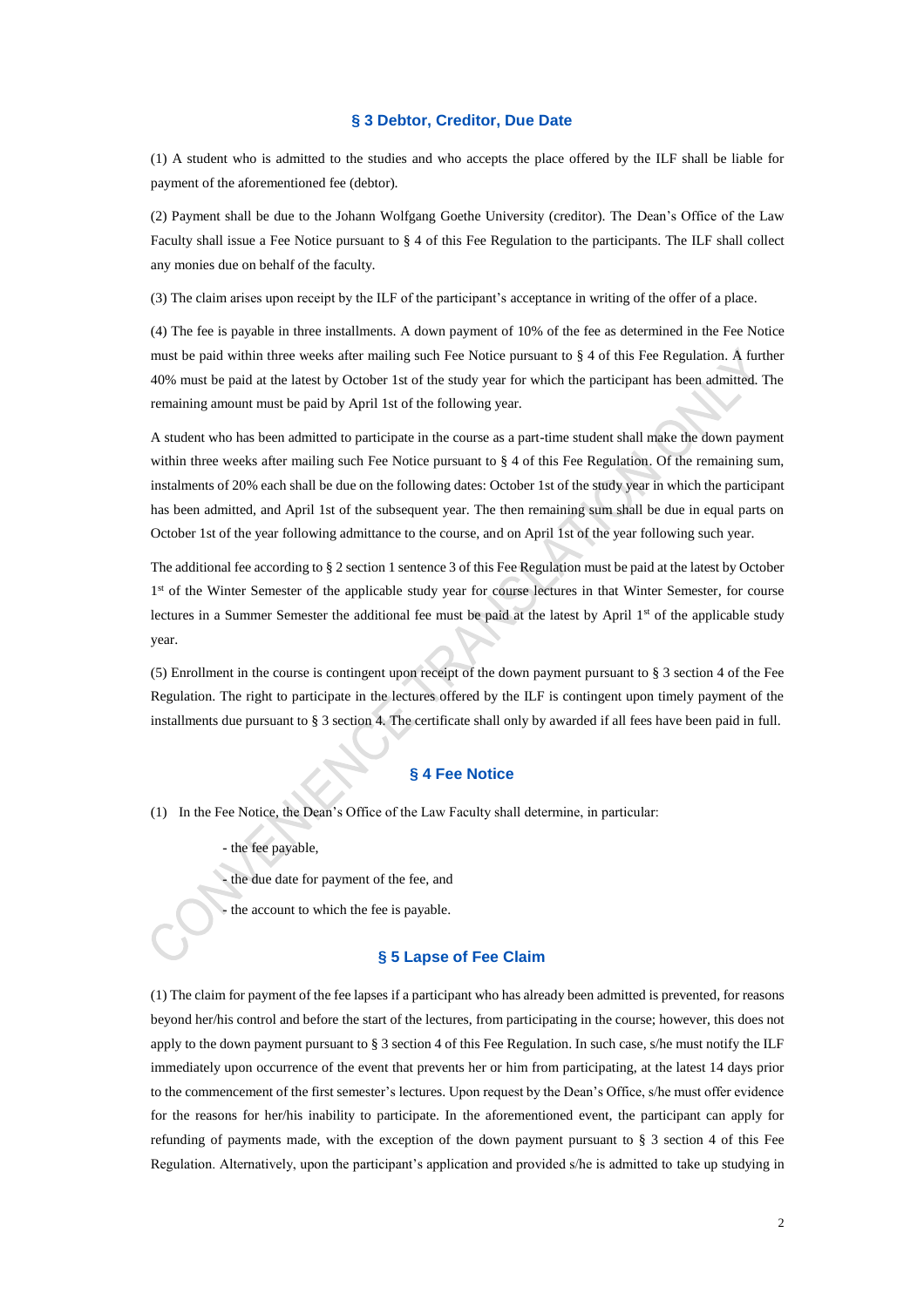## § 3 Debtor, Creditor, Due Date

(1) A student who is admitted to the studies and who accepts the place offered by the ILF shall be liable for payment of the aforementioned fee (debtor).

(2) Payment shall be due to the Johann Wolfgang Goethe University (creditor). The Dean's Office of the Law Faculty shall issue a Fee Notice pursuant to § 4 of this Fee Regulation to the participants. The ILF shall collect any monies due on behalf of the faculty.

(3) The claim arises upon receipt by the ILF of the participant's acceptance in writing of the offer of a place.

(4) The fee is payable in three installments. A down payment of 10% of the fee as determined in the Fee Notice must be paid within three weeks after mailing such Fee Notice pursuant to § 4 of this Fee Regulation. A further 40% must be paid at the latest by October 1st of the study year for which the participant has been admitted. The remaining amount must be paid by April 1st of the following year.

A student who has been admitted to participate in the course as a part-time student shall make the down payment within three weeks after mailing such Fee Notice pursuant to § 4 of this Fee Regulation. Of the remaining sum, instalments of 20% each shall be due on the following dates: October 1st of the study year in which the participant has been admitted, and April 1st of the subsequent year. The then remaining sum shall be due in equal parts on October 1st of the year following admittance to the course, and on April 1st of the year following such year.

The additional fee according to § 2 section 1 sentence 3 of this Fee Regulation must be paid at the latest by October 1st of the Winter Semester of the applicable study year for course lectures in that Winter Semester, for course lectures in a Summer Semester the additional fee must be paid at the latest by April 1st of the applicable study year.

(5) Enrollment in the course is contingent upon receipt of the down payment pursuant to § 3 section 4 of the Fee Regulation. The right to participate in the lectures offered by the ILF is contingent upon timely payment of the installments due pursuant to § 3 section 4. The certificate shall only by awarded if all fees have been paid in full.

## § 4 Fee Notice

(1) In the Fee Notice, the Dean's Office of the Law Faculty shall determine, in particular:

- the fee payable,
- the due date for payment of the fee, and
- the account to which the fee is payable.

## § 5 Lapse of Fee Claim

(1) The claim for payment of the fee lapses if a participant who has already been admitted is prevented, for reasons beyond her/his control and before the start of the lectures, from participating in the course; however, this does not apply to the down payment pursuant to § 3 section 4 of this Fee Regulation. In such case, s/he must notify the ILF immediately upon occurrence of the event that prevents her or him from participating, at the latest 14 days prior to the commencement of the first semester's lectures. Upon request by the Dean's Office, s/he must offer evidence for the reasons for her/his inability to participate. In the aforementioned event, the participant can apply for refunding of payments made, with the exception of the down payment pursuant to § 3 section 4 of this Fee Regulation. Alternatively, upon the participant's application and provided s/he is admitted to take up studying in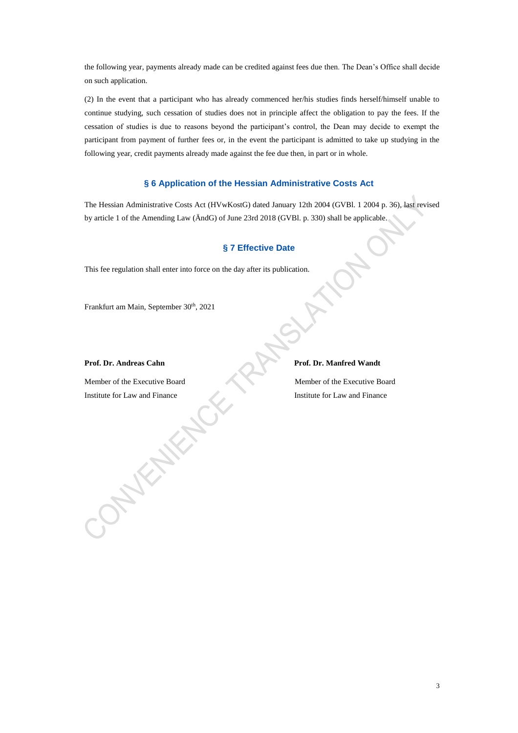the following year, payments already made can be credited against fees due then. The Dean's Office shall decide on such application.

(2) In the event that a participant who has already commenced her/his studies finds herself/himself unable to continue studying, such cessation of studies does not in principle affect the obligation to pay the fees. If the cessation of studies is due to reasons beyond the participant's control, the Dean may decide to exempt the participant from payment of further fees or, in the event the participant is admitted to take up studying in the following year, credit payments already made against the fee due then, in part or in whole.

## § 6 Application of the Hessian Administrative Costs Act

The Hessian Administrative Costs Act (HVwKostG) dated January 12th 2004 (GVBl. 1 2004 p. 36), last revised by article 1 of the Amending Law (ÄndG) of June 23rd 2018 (GVBl. p. 330) shall be applicable.

## § 7 Effective Date

This fee regulation shall enter into force on the day after its publication.

Frankfurt am Main, September 30th, 2021

**Prof. Dr. Andreas Cahn**

Member of the Executive Board

Institute for Law and Finance

**Prof. Dr. Manfred Wandt**

Member of the Executive Board

Institute for Law and Finance